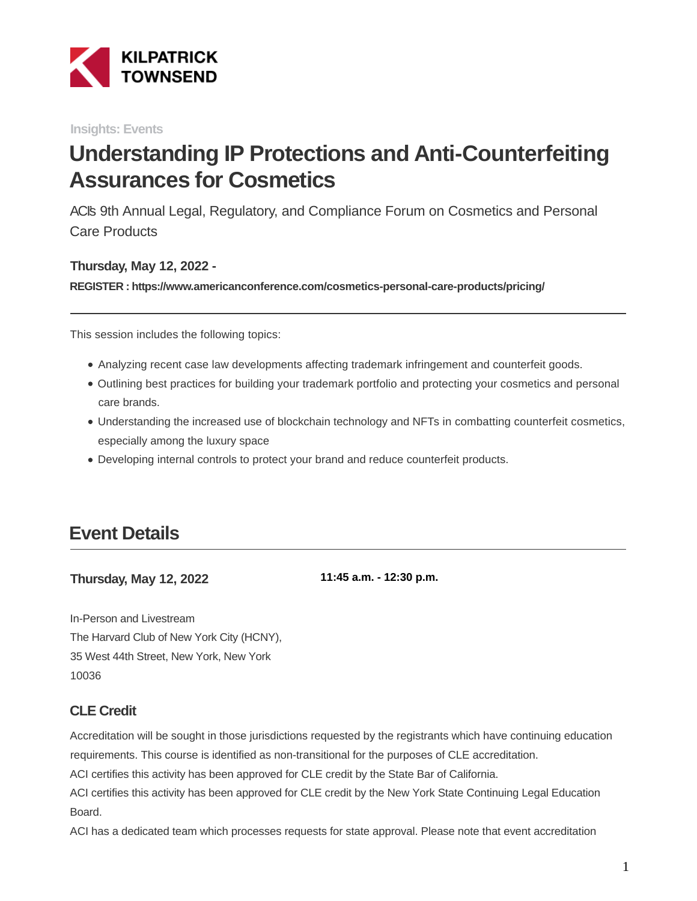KILPATRICK TOWNSEND

Insights: Events

# Understanding IP Protections and Anti-Counterfeiting Assurances for Cosmetics

ACI's 9th Annual Legal, Regulatory, and Compliance Forum on Cosmetics and Personal Care Products

**Thursday, May 12, 2022 -**

**REGISTER : https://www.americanconference.com/cosmetics-personal-care-products/pricing/**

---

This session includes the following topics:

- Analyzing recent case law developments affecting trademark infringement and counterfeit goods.
- Outlining best practices for building your trademark portfolio and protecting your cosmetics and personal care brands.
- Understanding the increased use of blockchain technology and NFTs in combatting counterfeit cosmetics, especially among the luxury space
- Developing internal controls to protect your brand and reduce counterfeit products.

## Event Details

**Thursday, May 12, 2022**

**11:45 a.m. - 12:30 p.m.**

In-Person and Livestream
The Harvard Club of New York City (HCNY),
35 West 44th Street, New York, New York
10036

### CLE Credit

Accreditation will be sought in those jurisdictions requested by the registrants which have continuing education requirements. This course is identified as non-transitional for the purposes of CLE accreditation.
ACI certifies this activity has been approved for CLE credit by the State Bar of California.
ACI certifies this activity has been approved for CLE credit by the New York State Continuing Legal Education Board.
ACI has a dedicated team which processes requests for state approval. Please note that event accreditation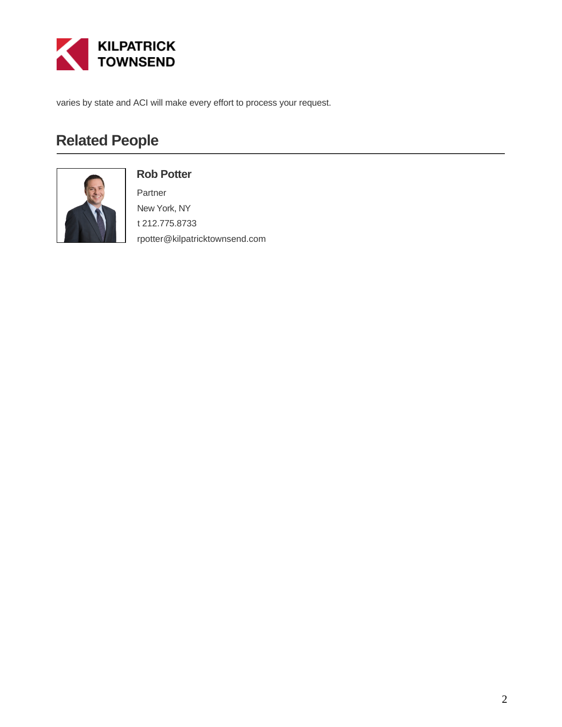varies by state and ACI will make every effort to process your request.

## Related People

### Rob Potter

Partner

New York, NY

t 212.775.8733

rpotter@kilpatricktownsend.com